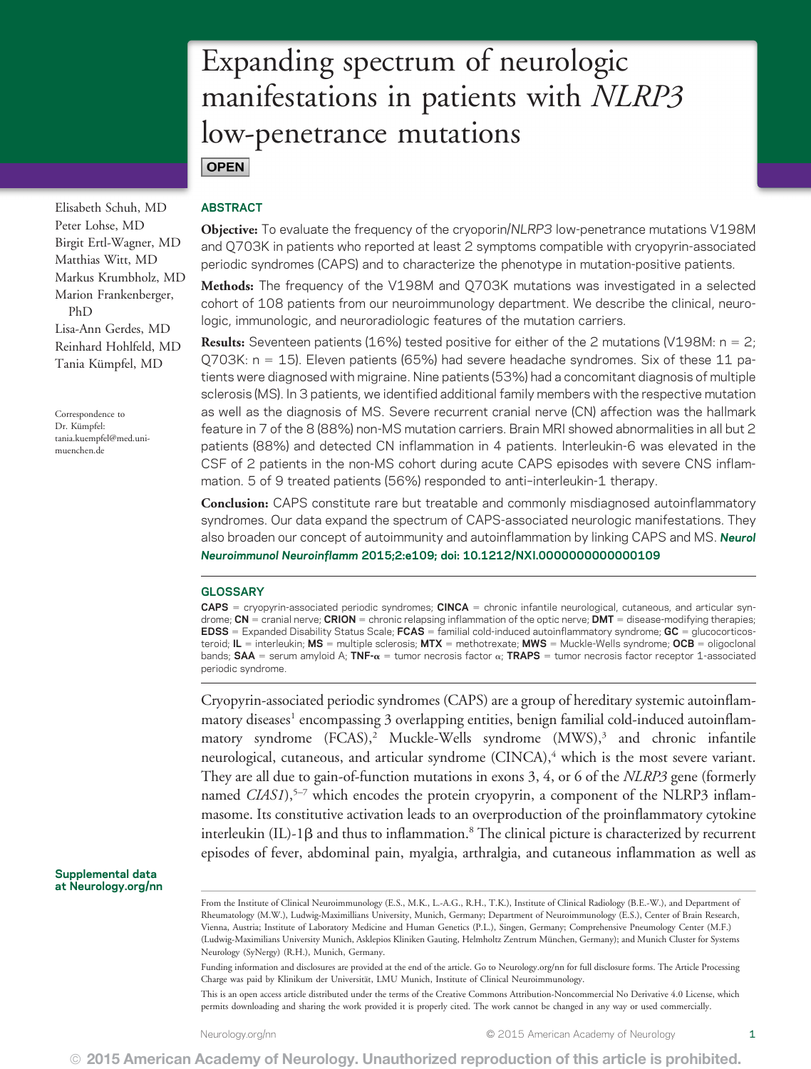# Expanding spectrum of neurologic manifestations in patients with *NLRP3* low-penetrance mutations

**OPEN**

Elisabeth Schuh, MD
Peter Lohse, MD
Birgit Ertl-Wagner, MD
Matthias Witt, MD
Markus Krumbholz, MD
Marion Frankenberger, PhD
Lisa-Ann Gerdes, MD
Reinhard Hohlfeld, MD
Tania Kümpfel, MD

Correspondence to Dr. Kümpfel: tania.kuempfel@med.uni-muenchen.de

## ABSTRACT

**Objective:** To evaluate the frequency of the cryoporin/*NLRP3* low-penetrance mutations V198M and Q703K in patients who reported at least 2 symptoms compatible with cryopyrin-associated periodic syndromes (CAPS) and to characterize the phenotype in mutation-positive patients.

**Methods:** The frequency of the V198M and Q703K mutations was investigated in a selected cohort of 108 patients from our neuroimmunology department. We describe the clinical, neurologic, immunologic, and neuroradiologic features of the mutation carriers.

**Results:** Seventeen patients (16%) tested positive for either of the 2 mutations (V198M: n = 2; Q703K: n = 15). Eleven patients (65%) had severe headache syndromes. Six of these 11 patients were diagnosed with migraine. Nine patients (53%) had a concomitant diagnosis of multiple sclerosis (MS). In 3 patients, we identified additional family members with the respective mutation as well as the diagnosis of MS. Severe recurrent cranial nerve (CN) affection was the hallmark feature in 7 of the 8 (88%) non-MS mutation carriers. Brain MRI showed abnormalities in all but 2 patients (88%) and detected CN inflammation in 4 patients. Interleukin-6 was elevated in the CSF of 2 patients in the non-MS cohort during acute CAPS episodes with severe CNS inflammation. 5 of 9 treated patients (56%) responded to anti–interleukin-1 therapy.

**Conclusion:** CAPS constitute rare but treatable and commonly misdiagnosed autoinflammatory syndromes. Our data expand the spectrum of CAPS-associated neurologic manifestations. They also broaden our concept of autoimmunity and autoinflammation by linking CAPS and MS. ***Neurol Neuroimmunol Neuroinflamm* 2015;2:e109; doi: 10.1212/NXI.0000000000000109**

## GLOSSARY

**CAPS** = cryopyrin-associated periodic syndromes; **CINCA** = chronic infantile neurological, cutaneous, and articular syndrome; **CN** = cranial nerve; **CRION** = chronic relapsing inflammation of the optic nerve; **DMT** = disease-modifying therapies; **EDSS** = Expanded Disability Status Scale; **FCAS** = familial cold-induced autoinflammatory syndrome; **GC** = glucocorticosteroid; **IL** = interleukin; **MS** = multiple sclerosis; **MTX** = methotrexate; **MWS** = Muckle-Wells syndrome; **OCB** = oligoclonal bands; **SAA** = serum amyloid A; **TNF-α** = tumor necrosis factor α; **TRAPS** = tumor necrosis factor receptor 1-associated periodic syndrome.

Cryopyrin-associated periodic syndromes (CAPS) are a group of hereditary systemic autoinflammatory diseases[1] encompassing 3 overlapping entities, benign familial cold-induced autoinflammatory syndrome (FCAS),[2] Muckle-Wells syndrome (MWS),[3] and chronic infantile neurological, cutaneous, and articular syndrome (CINCA),[4] which is the most severe variant. They are all due to gain-of-function mutations in exons 3, 4, or 6 of the *NLRP3* gene (formerly named *CIAS1*),[5–7] which encodes the protein cryopyrin, a component of the NLRP3 inflammasome. Its constitutive activation leads to an overproduction of the proinflammatory cytokine interleukin (IL)-1β and thus to inflammation.[8] The clinical picture is characterized by recurrent episodes of fever, abdominal pain, myalgia, arthralgia, and cutaneous inflammation as well as

Supplemental data at Neurology.org/nn

From the Institute of Clinical Neuroimmunology (E.S., M.K., L.-A.G., R.H., T.K.), Institute of Clinical Radiology (B.E.-W.), and Department of Rheumatology (M.W.), Ludwig-Maximillians University, Munich, Germany; Department of Neuroimmunology (E.S.), Center of Brain Research, Vienna, Austria; Institute of Laboratory Medicine and Human Genetics (P.L.), Singen, Germany; Comprehensive Pneumology Center (M.F.) (Ludwig-Maximilians University Munich, Asklepios Kliniken Gauting, Helmholtz Zentrum München, Germany); and Munich Cluster for Systems Neurology (SyNergy) (R.H.), Munich, Germany.

Funding information and disclosures are provided at the end of the article. Go to Neurology.org/nn for full disclosure forms. The Article Processing Charge was paid by Klinikum der Universität, LMU Munich, Institute of Clinical Neuroimmunology.

This is an open access article distributed under the terms of the Creative Commons Attribution-Noncommercial No Derivative 4.0 License, which permits downloading and sharing the work provided it is properly cited. The work cannot be changed in any way or used commercially.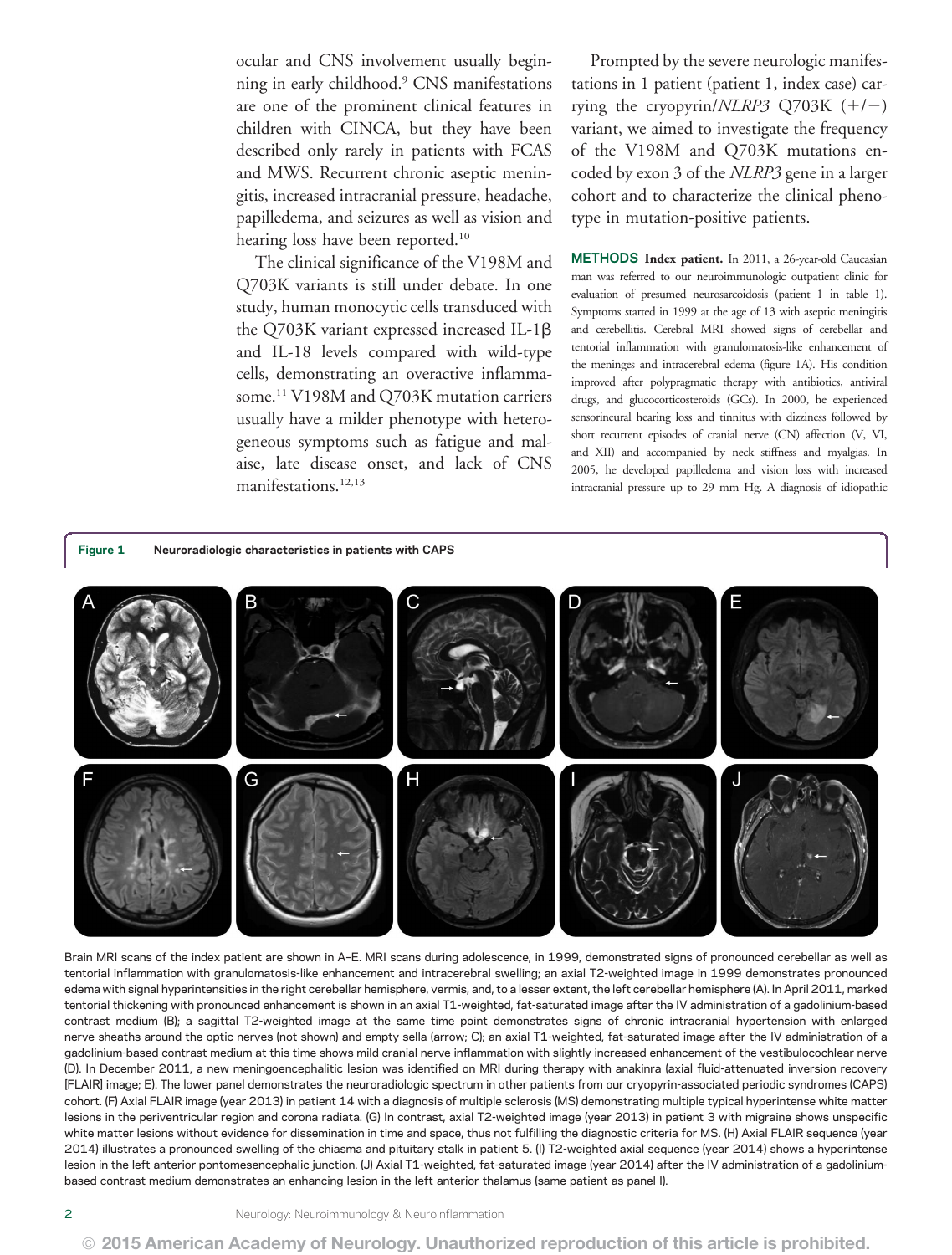ocular and CNS involvement usually beginning in early childhood.[9] CNS manifestations are one of the prominent clinical features in children with CINCA, but they have been described only rarely in patients with FCAS and MWS. Recurrent chronic aseptic meningitis, increased intracranial pressure, headache, papilledema, and seizures as well as vision and hearing loss have been reported.[10]

The clinical significance of the V198M and Q703K variants is still under debate. In one study, human monocytic cells transduced with the Q703K variant expressed increased IL-1β and IL-18 levels compared with wild-type cells, demonstrating an overactive inflammasome.[11] V198M and Q703K mutation carriers usually have a milder phenotype with heterogeneous symptoms such as fatigue and malaise, late disease onset, and lack of CNS manifestations.[12,13]

Prompted by the severe neurologic manifestations in 1 patient (patient 1, index case) carrying the cryopyrin/*NLRP3* Q703K (+/−) variant, we aimed to investigate the frequency of the V198M and Q703K mutations encoded by exon 3 of the *NLRP3* gene in a larger cohort and to characterize the clinical phenotype in mutation-positive patients.

## METHODS

**Index patient.** In 2011, a 26-year-old Caucasian man was referred to our neuroimmunologic outpatient clinic for evaluation of presumed neurosarcoidosis (patient 1 in table 1). Symptoms started in 1999 at the age of 13 with aseptic meningitis and cerebellitis. Cerebral MRI showed signs of cerebellar and tentorial inflammation with granulomatosis-like enhancement of the meninges and intracerebral edema (figure 1A). His condition improved after polypragmatic therapy with antibiotics, antiviral drugs, and glucocorticosteroids (GCs). In 2000, he experienced sensorineural hearing loss and tinnitus with dizziness followed by short recurrent episodes of cranial nerve (CN) affection (V, VI, and XII) and accompanied by neck stiffness and myalgias. In 2005, he developed papilledema and vision loss with increased intracranial pressure up to 29 mm Hg. A diagnosis of idiopathic

**Figure 1** Neuroradiologic characteristics in patients with CAPS

Brain MRI scans of the index patient are shown in A–E. MRI scans during adolescence, in 1999, demonstrated signs of pronounced cerebellar as well as tentorial inflammation with granulomatosis-like enhancement and intracerebral swelling; an axial T2-weighted image in 1999 demonstrates pronounced edema with signal hyperintensities in the right cerebellar hemisphere, vermis, and, to a lesser extent, the left cerebellar hemisphere (A). In April 2011, marked tentorial thickening with pronounced enhancement is shown in an axial T1-weighted, fat-saturated image after the IV administration of a gadolinium-based contrast medium (B); a sagittal T2-weighted image at the same time point demonstrates signs of chronic intracranial hypertension with enlarged nerve sheaths around the optic nerves (not shown) and empty sella (arrow; C); an axial T1-weighted, fat-saturated image after the IV administration of a gadolinium-based contrast medium at this time shows mild cranial nerve inflammation with slightly increased enhancement of the vestibulocochlear nerve (D). In December 2011, a new meningoencephalitic lesion was identified on MRI during therapy with anakinra (axial fluid-attenuated inversion recovery [FLAIR] image; E). The lower panel demonstrates the neuroradiologic spectrum in other patients from our cryopyrin-associated periodic syndromes (CAPS) cohort. (F) Axial FLAIR image (year 2013) in patient 14 with a diagnosis of multiple sclerosis (MS) demonstrating multiple typical hyperintense white matter lesions in the periventricular region and corona radiata. (G) In contrast, axial T2-weighted image (year 2013) in patient 3 with migraine shows unspecific white matter lesions without evidence for dissemination in time and space, thus not fulfilling the diagnostic criteria for MS. (H) Axial FLAIR sequence (year 2014) illustrates a pronounced swelling of the chiasma and pituitary stalk in patient 5. (I) T2-weighted axial sequence (year 2014) shows a hyperintense lesion in the left anterior pontomesencephalic junction. (J) Axial T1-weighted, fat-saturated image (year 2014) after the IV administration of a gadolinium-based contrast medium demonstrates an enhancing lesion in the left anterior thalamus (same patient as panel I).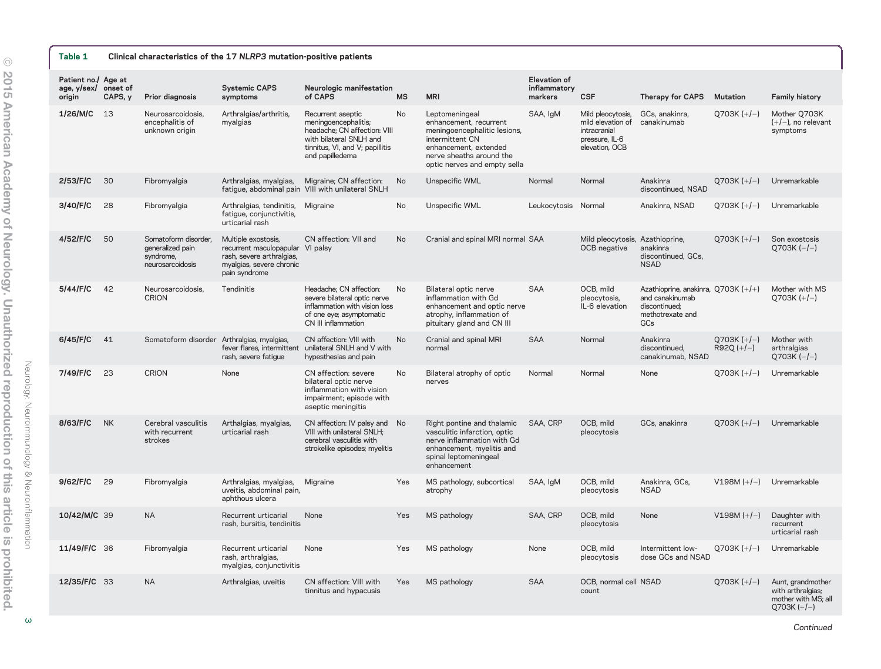**Table 1** Clinical characteristics of the 17 *NLRP3* mutation-positive patients

| Patient no./age, y/sex/origin | Age at onset of CAPS, y | Prior diagnosis | Systemic CAPS symptoms | Neurologic manifestation of CAPS | MS | MRI | Elevation of inflammatory markers | CSF | Therapy for CAPS | Mutation | Family history |
|---|---|---|---|---|---|---|---|---|---|---|---|
| 1/26/M/C | 13 | Neurosarcoidosis, encephalitis of unknown origin | Arthralgias/arthritis, myalgias | Recurrent aseptic meningoencephalitis; headache; CN affection: VIII with bilateral SNLH and tinnitus, VI, and V; papillitis and papilledema | No | Leptomeningeal enhancement, recurrent meningoencephalitic lesions, intermittent CN enhancement, extended nerve sheaths around the optic nerves and empty sella | SAA, IgM | Mild pleocytosis, mild elevation of intracranial pressure, IL-6 elevation, OCB | GCs, anakinra, canakinumab | Q703K (+/−) | Mother Q703K (+/−), no relevant symptoms |
| 2/53/F/C | 30 | Fibromyalgia | Arthralgias, myalgias, fatigue, abdominal pain | Migraine; CN affection: VIII with unilateral SNLH | No | Unspecific WML | Normal | Normal | Anakinra discontinued, NSAD | Q703K (+/−) | Unremarkable |
| 3/40/F/C | 28 | Fibromyalgia | Arthralgias, tendinitis, fatigue, conjunctivitis, urticarial rash | Migraine | No | Unspecific WML | Leukocytosis | Normal | Anakinra, NSAD | Q703K (+/−) | Unremarkable |
| 4/52/F/C | 50 | Somatoform disorder, generalized pain syndrome, neurosarcoidosis | Multiple exostosis, recurrent maculopapular rash, severe arthralgias, myalgias, severe chronic pain syndrome | CN affection: VII and VI palsy | No | Cranial and spinal MRI normal | SAA | Mild pleocytosis, OCB negative | Azathioprine, anakinra discontinued, GCs, NSAD | Q703K (+/−) | Son exostosis Q703K (−/−) |
| 5/44/F/C | 42 | Neurosarcoidosis, CRION | Tendinitis | Headache; CN affection: severe bilateral optic nerve inflammation with vision loss of one eye; asymptomatic CN III inflammation | No | Bilateral optic nerve inflammation with Gd enhancement and optic nerve atrophy, inflammation of pituitary gland and CN III | SAA | OCB, mild pleocytosis, IL-6 elevation | Azathioprine, anakinra, and canakinumab discontinued; methotrexate and GCs | Q703K (+/+) | Mother with MS Q703K (+/−) |
| 6/45/F/C | 41 | Somatoform disorder | Arthralgias, myalgias, fever flares, intermittent rash, severe fatigue | CN affection: VIII with unilateral SNLH and V with hypesthesias and pain | No | Cranial and spinal MRI normal | SAA | Normal | Anakinra discontinued, canakinumab, NSAD | Q703K (+/−) R92Q (+/−) | Mother with arthralgias Q703K (−/−) |
| 7/49/F/C | 23 | CRION | None | CN affection: severe bilateral optic nerve inflammation with vision impairment; episode with aseptic meningitis | No | Bilateral atrophy of optic nerves | Normal | Normal | None | Q703K (+/−) | Unremarkable |
| 8/63/F/C | NK | Cerebral vasculitis with recurrent strokes | Arthalgias, myalgias, urticarial rash | CN affection: IV palsy and VIII with unilateral SNLH; cerebral vasculitis with strokelike episodes; myelitis | No | Right pontine and thalamic vasculitic infarction, optic nerve inflammation with Gd enhancement, myelitis and spinal leptomeningeal enhancement | SAA, CRP | OCB, mild pleocytosis | GCs, anakinra | Q703K (+/−) | Unremarkable |
| 9/62/F/C | 29 | Fibromyalgia | Arthralgias, myalgias, uveitis, abdominal pain, aphthous ulcera | Migraine | Yes | MS pathology, subcortical atrophy | SAA, IgM | OCB, mild pleocytosis | Anakinra, GCs, NSAD | V198M (+/−) | Unremarkable |
| 10/42/M/C | 39 | NA | Recurrent urticarial rash, bursitis, tendinitis | None | Yes | MS pathology | SAA, CRP | OCB, mild pleocytosis | None | V198M (+/−) | Daughter with recurrent urticarial rash |
| 11/49/F/C | 36 | Fibromyalgia | Recurrent urticarial rash, arthralgias, myalgias, conjunctivitis | None | Yes | MS pathology | None | OCB, mild pleocytosis | Intermittent low-dose GCs and NSAD | Q703K (+/−) | Unremarkable |
| 12/35/F/C | 33 | NA | Arthralgias, uveitis | CN affection: VIII with tinnitus and hypacusis | Yes | MS pathology | SAA | OCB, normal cell count | NSAD | Q703K (+/−) | Aunt, grandmother with arthralgias; mother with MS; all Q703K (+/−) |

*Continued*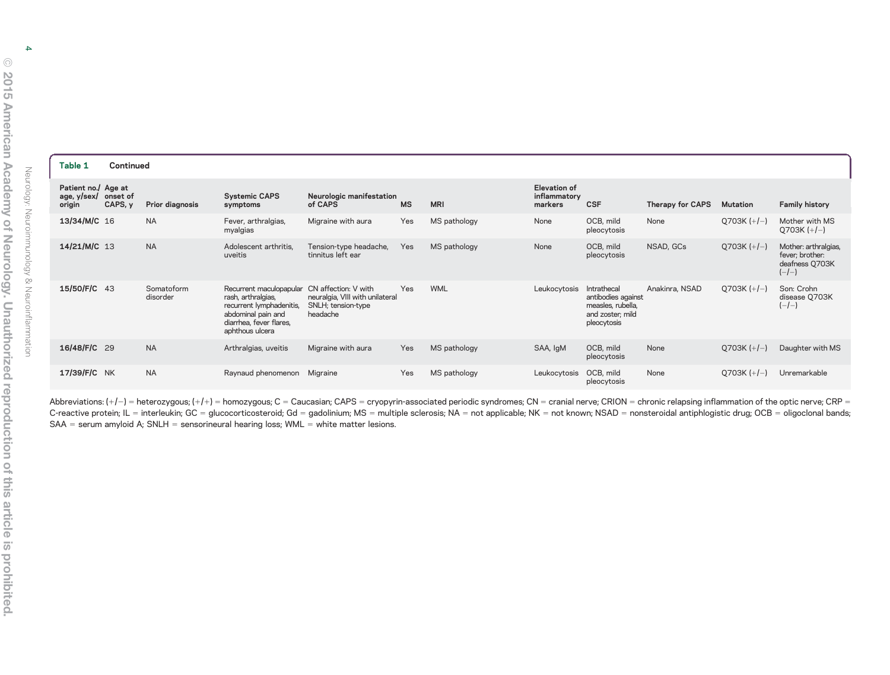**Table 1 Continued**

| Patient no./ age, y/sex/ origin | Age at onset of CAPS, y | Prior diagnosis | Systemic CAPS symptoms | Neurologic manifestation of CAPS | MS | MRI | Elevation of inflammatory markers | CSF | Therapy for CAPS | Mutation | Family history |
|---|---|---|---|---|---|---|---|---|---|---|---|
| **13/34/M/C** | 16 | NA | Fever, arthralgias, myalgias | Migraine with aura | Yes | MS pathology | None | OCB, mild pleocytosis | None | Q703K (+/−) | Mother with MS Q703K (+/−) |
| **14/21/M/C** | 13 | NA | Adolescent arthritis, uveitis | Tension-type headache, tinnitus left ear | Yes | MS pathology | None | OCB, mild pleocytosis | NSAD, GCs | Q703K (+/−) | Mother: arthralgias, fever; brother: deafness Q703K (−/−) |
| **15/50/F/C** | 43 | Somatoform disorder | Recurrent maculopapular rash, arthralgias, recurrent lymphadenitis, abdominal pain and diarrhea, fever flares, aphthous ulcera | CN affection: V with neuralgia, VIII with unilateral SNLH; tension-type headache | Yes | WML | Leukocytosis | Intrathecal antibodies against measles, rubella, and zoster; mild pleocytosis | Anakinra, NSAD | Q703K (+/−) | Son: Crohn disease Q703K (−/−) |
| **16/48/F/C** | 29 | NA | Arthralgias, uveitis | Migraine with aura | Yes | MS pathology | SAA, IgM | OCB, mild pleocytosis | None | Q703K (+/−) | Daughter with MS |
| **17/39/F/C** | NK | NA | Raynaud phenomenon | Migraine | Yes | MS pathology | Leukocytosis | OCB, mild pleocytosis | None | Q703K (+/−) | Unremarkable |

Abbreviations: (+/−) = heterozygous; (+/+) = homozygous; C = Caucasian; CAPS = cryopyrin-associated periodic syndromes; CN = cranial nerve; CRION = chronic relapsing inflammation of the optic nerve; CRP = C-reactive protein; IL = interleukin; GC = glucocorticosteroid; Gd = gadolinium; MS = multiple sclerosis; NA = not applicable; NK = not known; NSAD = nonsteroidal antiphlogistic drug; OCB = oligoclonal bands; SAA = serum amyloid A; SNLH = sensorineural hearing loss; WML = white matter lesions.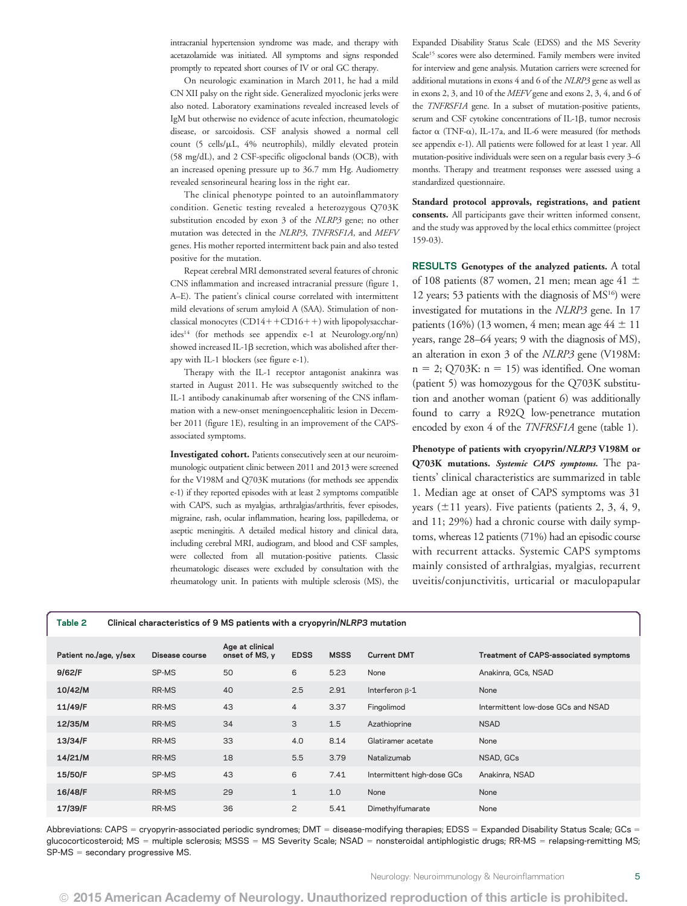intracranial hypertension syndrome was made, and therapy with acetazolamide was initiated. All symptoms and signs responded promptly to repeated short courses of IV or oral GC therapy.

On neurologic examination in March 2011, he had a mild CN XII palsy on the right side. Generalized myoclonic jerks were also noted. Laboratory examinations revealed increased levels of IgM but otherwise no evidence of acute infection, rheumatologic disease, or sarcoidosis. CSF analysis showed a normal cell count (5 cells/μL, 4% neutrophils), mildly elevated protein (58 mg/dL), and 2 CSF-specific oligoclonal bands (OCB), with an increased opening pressure up to 36.7 mm Hg. Audiometry revealed sensorineural hearing loss in the right ear.

The clinical phenotype pointed to an autoinflammatory condition. Genetic testing revealed a heterozygous Q703K substitution encoded by exon 3 of the *NLRP3* gene; no other mutation was detected in the *NLRP3*, *TNFRSF1A*, and *MEFV* genes. His mother reported intermittent back pain and also tested positive for the mutation.

Repeat cerebral MRI demonstrated several features of chronic CNS inflammation and increased intracranial pressure (figure 1, A–E). The patient's clinical course correlated with intermittent mild elevations of serum amyloid A (SAA). Stimulation of nonclassical monocytes (CD14++CD16++) with lipopolysaccharides[14] (for methods see appendix e-1 at Neurology.org/nn) showed increased IL-1β secretion, which was abolished after therapy with IL-1 blockers (see figure e-1).

Therapy with the IL-1 receptor antagonist anakinra was started in August 2011. He was subsequently switched to the IL-1 antibody canakinumab after worsening of the CNS inflammation with a new-onset meningoencephalitic lesion in December 2011 (figure 1E), resulting in an improvement of the CAPS-associated symptoms.

**Investigated cohort.** Patients consecutively seen at our neuroimmunologic outpatient clinic between 2011 and 2013 were screened for the V198M and Q703K mutations (for methods see appendix e-1) if they reported episodes with at least 2 symptoms compatible with CAPS, such as myalgias, arthralgias/arthritis, fever episodes, migraine, rash, ocular inflammation, hearing loss, papilledema, or aseptic meningitis. A detailed medical history and clinical data, including cerebral MRI, audiogram, and blood and CSF samples, were collected from all mutation-positive patients. Classic rheumatologic diseases were excluded by consultation with the rheumatology unit. In patients with multiple sclerosis (MS), the Expanded Disability Status Scale (EDSS) and the MS Severity Scale[15] scores were also determined. Family members were invited for interview and gene analysis. Mutation carriers were screened for additional mutations in exons 4 and 6 of the *NLRP3* gene as well as in exons 2, 3, and 10 of the *MEFV* gene and exons 2, 3, 4, and 6 of the *TNFRSF1A* gene. In a subset of mutation-positive patients, serum and CSF cytokine concentrations of IL-1β, tumor necrosis factor α (TNF-α), IL-17a, and IL-6 were measured (for methods see appendix e-1). All patients were followed for at least 1 year. All mutation-positive individuals were seen on a regular basis every 3–6 months. Therapy and treatment responses were assessed using a standardized questionnaire.

**Standard protocol approvals, registrations, and patient consents.** All participants gave their written informed consent, and the study was approved by the local ethics committee (project 159-03).

## RESULTS

**Genotypes of the analyzed patients.** A total of 108 patients (87 women, 21 men; mean age 41 ± 12 years; 53 patients with the diagnosis of MS[16]) were investigated for mutations in the *NLRP3* gene. In 17 patients (16%) (13 women, 4 men; mean age 44 ± 11 years, range 28–64 years; 9 with the diagnosis of MS), an alteration in exon 3 of the *NLRP3* gene (V198M: n = 2; Q703K: n = 15) was identified. One woman (patient 5) was homozygous for the Q703K substitution and another woman (patient 6) was additionally found to carry a R92Q low-penetrance mutation encoded by exon 4 of the *TNFRSF1A* gene (table 1).

**Phenotype of patients with cryopyrin/*NLRP3* V198M or Q703K mutations.** ***Systemic CAPS symptoms.*** The patients' clinical characteristics are summarized in table 1. Median age at onset of CAPS symptoms was 31 years (±11 years). Five patients (patients 2, 3, 4, 9, and 11; 29%) had a chronic course with daily symptoms, whereas 12 patients (71%) had an episodic course with recurrent attacks. Systemic CAPS symptoms mainly consisted of arthralgias, myalgias, recurrent uveitis/conjunctivitis, urticarial or maculopapular

**Table 2** Clinical characteristics of 9 MS patients with a cryopyrin/*NLRP3* mutation

| Patient no./age, y/sex | Disease course | Age at clinical onset of MS, y | EDSS | MSSS | Current DMT | Treatment of CAPS-associated symptoms |
|---|---|---|---|---|---|---|
| 9/62/F | SP-MS | 50 | 6 | 5.23 | None | Anakinra, GCs, NSAD |
| 10/42/M | RR-MS | 40 | 2.5 | 2.91 | Interferon β-1 | None |
| 11/49/F | RR-MS | 43 | 4 | 3.37 | Fingolimod | Intermittent low-dose GCs and NSAD |
| 12/35/M | RR-MS | 34 | 3 | 1.5 | Azathioprine | NSAD |
| 13/34/F | RR-MS | 33 | 4.0 | 8.14 | Glatiramer acetate | None |
| 14/21/M | RR-MS | 18 | 5.5 | 3.79 | Natalizumab | NSAD, GCs |
| 15/50/F | SP-MS | 43 | 6 | 7.41 | Intermittent high-dose GCs | Anakinra, NSAD |
| 16/48/F | RR-MS | 29 | 1 | 1.0 | None | None |
| 17/39/F | RR-MS | 36 | 2 | 5.41 | Dimethylfumarate | None |

Abbreviations: CAPS = cryopyrin-associated periodic syndromes; DMT = disease-modifying therapies; EDSS = Expanded Disability Status Scale; GCs = glucocorticosteroid; MS = multiple sclerosis; MSSS = MS Severity Scale; NSAD = nonsteroidal antiphlogistic drugs; RR-MS = relapsing-remitting MS; SP-MS = secondary progressive MS.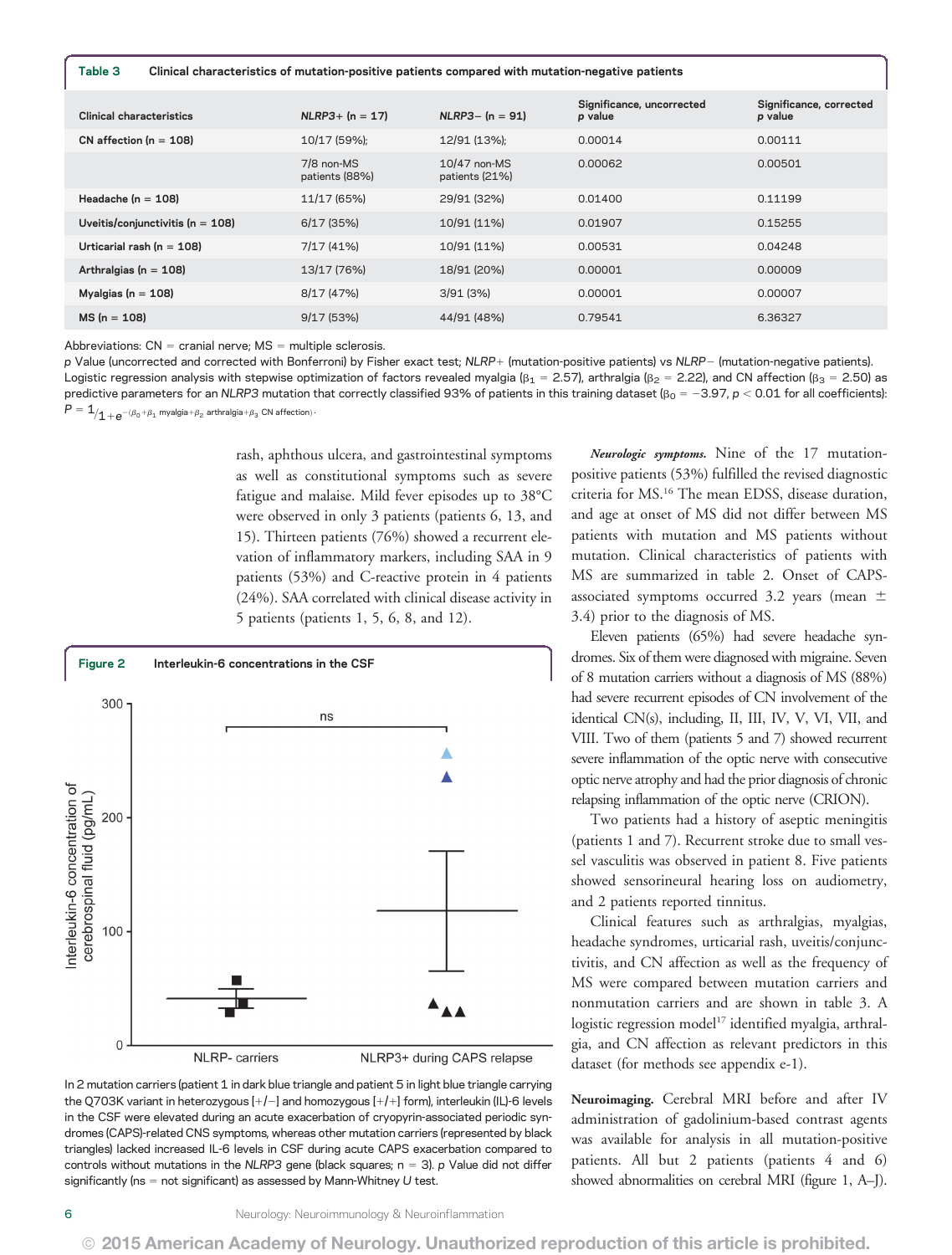**Table 3** Clinical characteristics of mutation-positive patients compared with mutation-negative patients

| Clinical characteristics | *NLRP3*+ (n = 17) | *NLRP3*− (n = 91) | Significance, uncorrected *p* value | Significance, corrected *p* value |
|---|---|---|---|---|
| CN affection (n = 108) | 10/17 (59%); | 12/91 (13%); | 0.00014 | 0.00111 |
| | 7/8 non-MS patients (88%) | 10/47 non-MS patients (21%) | 0.00062 | 0.00501 |
| Headache (n = 108) | 11/17 (65%) | 29/91 (32%) | 0.01400 | 0.11199 |
| Uveitis/conjunctivitis (n = 108) | 6/17 (35%) | 10/91 (11%) | 0.01907 | 0.15255 |
| Urticarial rash (n = 108) | 7/17 (41%) | 10/91 (11%) | 0.00531 | 0.04248 |
| Arthralgias (n = 108) | 13/17 (76%) | 18/91 (20%) | 0.00001 | 0.00009 |
| Myalgias (n = 108) | 8/17 (47%) | 3/91 (3%) | 0.00001 | 0.00007 |
| MS (n = 108) | 9/17 (53%) | 44/91 (48%) | 0.79541 | 6.36327 |

Abbreviations: CN = cranial nerve; MS = multiple sclerosis.
*p* Value (uncorrected and corrected with Bonferroni) by Fisher exact test; *NLRP*+ (mutation-positive patients) vs *NLRP*− (mutation-negative patients). Logistic regression analysis with stepwise optimization of factors revealed myalgia ($\beta_1$ = 2.57), arthralgia ($\beta_2$ = 2.22), and CN affection ($\beta_3$ = 2.50) as predictive parameters for an *NLRP3* mutation that correctly classified 93% of patients in this training dataset ($\beta_0$ = −3.97, $p < 0.01$ for all coefficients): $P = 1/_{1+e^{-(\beta_0+\beta_1\,\text{myalgia}+\beta_2\,\text{arthralgia}+\beta_3\,\text{CN affection})}}$.

rash, aphthous ulcera, and gastrointestinal symptoms as well as constitutional symptoms such as severe fatigue and malaise. Mild fever episodes up to 38°C were observed in only 3 patients (patients 6, 13, and 15). Thirteen patients (76%) showed a recurrent elevation of inflammatory markers, including SAA in 9 patients (53%) and C-reactive protein in 4 patients (24%). SAA correlated with clinical disease activity in 5 patients (patients 1, 5, 6, 8, and 12).

**Figure 2** Interleukin-6 concentrations in the CSF

In 2 mutation carriers (patient 1 in dark blue triangle and patient 5 in light blue triangle carrying the Q703K variant in heterozygous [+/−] and homozygous [+/+] form), interleukin (IL)-6 levels in the CSF were elevated during an acute exacerbation of cryopyrin-associated periodic syndromes (CAPS)-related CNS symptoms, whereas other mutation carriers (represented by black triangles) lacked increased IL-6 levels in CSF during acute CAPS exacerbation compared to controls without mutations in the *NLRP3* gene (black squares; n = 3). *p* Value did not differ significantly (ns = not significant) as assessed by Mann-Whitney *U* test.

***Neurologic symptoms.*** Nine of the 17 mutation-positive patients (53%) fulfilled the revised diagnostic criteria for MS.[16] The mean EDSS, disease duration, and age at onset of MS did not differ between MS patients with mutation and MS patients without mutation. Clinical characteristics of patients with MS are summarized in table 2. Onset of CAPS-associated symptoms occurred 3.2 years (mean ± 3.4) prior to the diagnosis of MS.

Eleven patients (65%) had severe headache syndromes. Six of them were diagnosed with migraine. Seven of 8 mutation carriers without a diagnosis of MS (88%) had severe recurrent episodes of CN involvement of the identical CN(s), including II, III, IV, V, VI, VII, and VIII. Two of them (patients 5 and 7) showed recurrent severe inflammation of the optic nerve with consecutive optic nerve atrophy and had the prior diagnosis of chronic relapsing inflammation of the optic nerve (CRION).

Two patients had a history of aseptic meningitis (patients 1 and 7). Recurrent stroke due to small vessel vasculitis was observed in patient 8. Five patients showed sensorineural hearing loss on audiometry, and 2 patients reported tinnitus.

Clinical features such as arthralgias, myalgias, headache syndromes, urticarial rash, uveitis/conjunctivitis, and CN affection as well as the frequency of MS were compared between mutation carriers and nonmutation carriers and are shown in table 3. A logistic regression model[17] identified myalgia, arthralgia, and CN affection as relevant predictors in this dataset (for methods see appendix e-1).

***Neuroimaging.*** Cerebral MRI before and after IV administration of gadolinium-based contrast agents was available for analysis in all mutation-positive patients. All but 2 patients (patients 4 and 6) showed abnormalities on cerebral MRI (figure 1, A–J).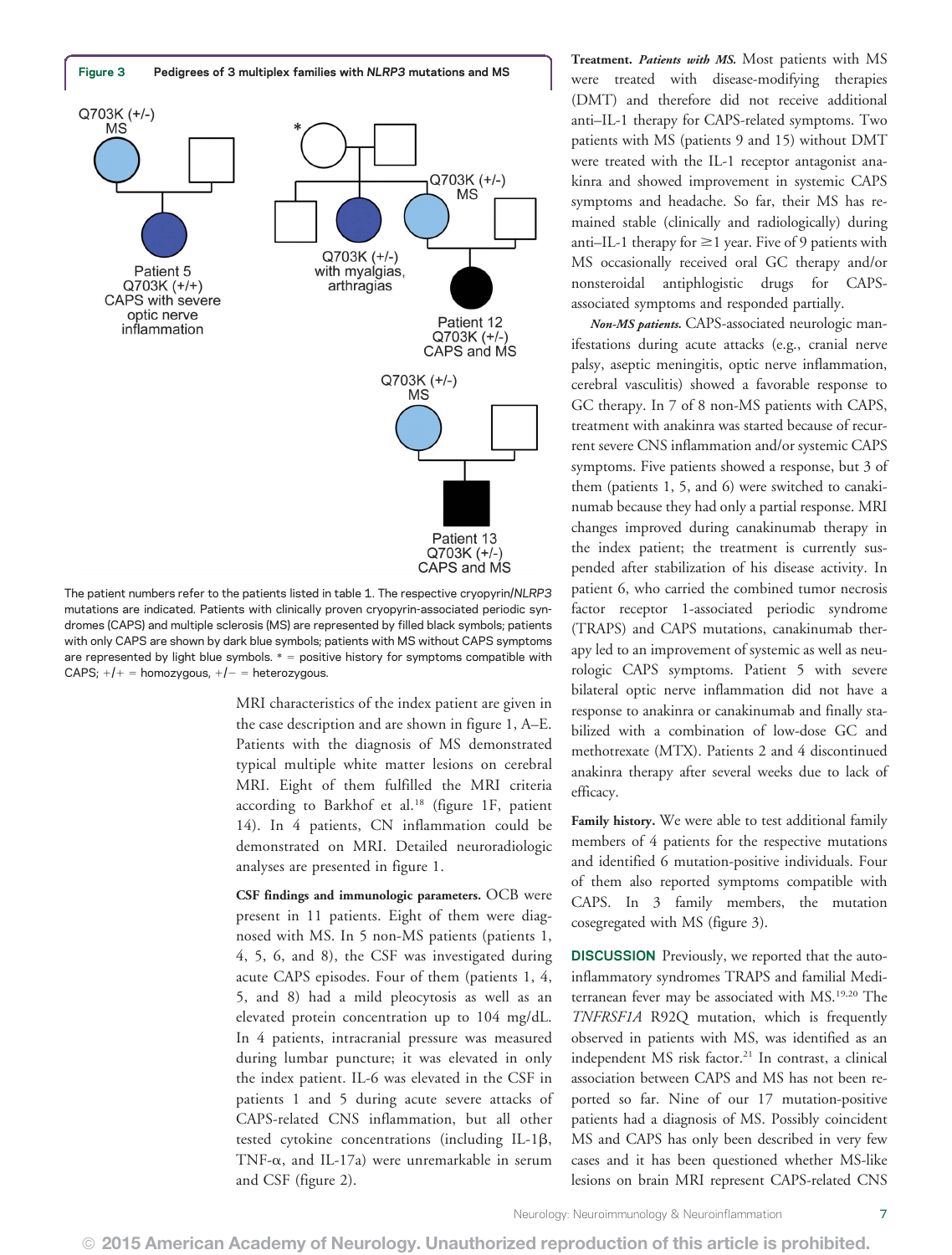**Figure 3** Pedigrees of 3 multiplex families with *NLRP3* mutations and MS

Q703K (+/-) MS

Patient 5 Q703K (+/+) CAPS with severe optic nerve inflammation

*

Q703K (+/-) with myalgias, arthragias

Q703K (+/-) MS

Patient 12 Q703K (+/-) CAPS and MS

Q703K (+/-) MS

Patient 13 Q703K (+/-) CAPS and MS

The patient numbers refer to the patients listed in table 1. The respective cryopyrin/*NLRP3* mutations are indicated. Patients with clinically proven cryopyrin-associated periodic syndromes (CAPS) and multiple sclerosis (MS) are represented by filled black symbols; patients with only CAPS are shown by dark blue symbols; patients with MS without CAPS symptoms are represented by light blue symbols. * = positive history for symptoms compatible with CAPS; +/+ = homozygous, +/− = heterozygous.

MRI characteristics of the index patient are given in the case description and are shown in figure 1, A–E. Patients with the diagnosis of MS demonstrated typical multiple white matter lesions on cerebral MRI. Eight of them fulfilled the MRI criteria according to Barkhof et al.[18] (figure 1F, patient 14). In 4 patients, CN inflammation could be demonstrated on MRI. Detailed neuroradiologic analyses are presented in figure 1.

**CSF findings and immunologic parameters.** OCB were present in 11 patients. Eight of them were diagnosed with MS. In 5 non-MS patients (patients 1, 4, 5, 6, and 8), the CSF was investigated during acute CAPS episodes. Four of them (patients 1, 4, 5, and 8) had a mild pleocytosis as well as an elevated protein concentration up to 104 mg/dL. In 4 patients, intracranial pressure was measured during lumbar puncture; it was elevated in only the index patient. IL-6 was elevated in the CSF in patients 1 and 5 during acute severe attacks of CAPS-related CNS inflammation, but all other tested cytokine concentrations (including IL-1β, TNF-α, and IL-17a) were unremarkable in serum and CSF (figure 2).

**Treatment.** ***Patients with MS.*** Most patients with MS were treated with disease-modifying therapies (DMT) and therefore did not receive additional anti–IL-1 therapy for CAPS-related symptoms. Two patients with MS (patients 9 and 15) without DMT were treated with the IL-1 receptor antagonist anakinra and showed improvement in systemic CAPS symptoms and headache. So far, their MS has remained stable (clinically and radiologically) during anti–IL-1 therapy for ≥1 year. Five of 9 patients with MS occasionally received oral GC therapy and/or nonsteroidal antiphlogistic drugs for CAPS-associated symptoms and responded partially.

***Non-MS patients.*** CAPS-associated neurologic manifestations during acute attacks (e.g., cranial nerve palsy, aseptic meningitis, optic nerve inflammation, cerebral vasculitis) showed a favorable response to GC therapy. In 7 of 8 non-MS patients with CAPS, treatment with anakinra was started because of recurrent severe CNS inflammation and/or systemic CAPS symptoms. Five patients showed a response, but 3 of them (patients 1, 5, and 6) were switched to canakinumab because they had only a partial response. MRI changes improved during canakinumab therapy in the index patient; the treatment is currently suspended after stabilization of his disease activity. In patient 6, who carried the combined tumor necrosis factor receptor 1-associated periodic syndrome (TRAPS) and CAPS mutations, canakinumab therapy led to an improvement of systemic as well as neurologic CAPS symptoms. Patient 5 with severe bilateral optic nerve inflammation did not have a response to anakinra or canakinumab and finally stabilized with a combination of low-dose GC and methotrexate (MTX). Patients 2 and 4 discontinued anakinra therapy after several weeks due to lack of efficacy.

**Family history.** We were able to test additional family members of 4 patients for the respective mutations and identified 6 mutation-positive individuals. Four of them also reported symptoms compatible with CAPS. In 3 family members, the mutation cosegregated with MS (figure 3).

**DISCUSSION** Previously, we reported that the autoinflammatory syndromes TRAPS and familial Mediterranean fever may be associated with MS.[19,20] The *TNFRSF1A* R92Q mutation, which is frequently observed in patients with MS, was identified as an independent MS risk factor.[21] In contrast, a clinical association between CAPS and MS has not been reported so far. Nine of our 17 mutation-positive patients had a diagnosis of MS. Possibly coincident MS and CAPS has only been described in very few cases and it has been questioned whether MS-like lesions on brain MRI represent CAPS-related CNS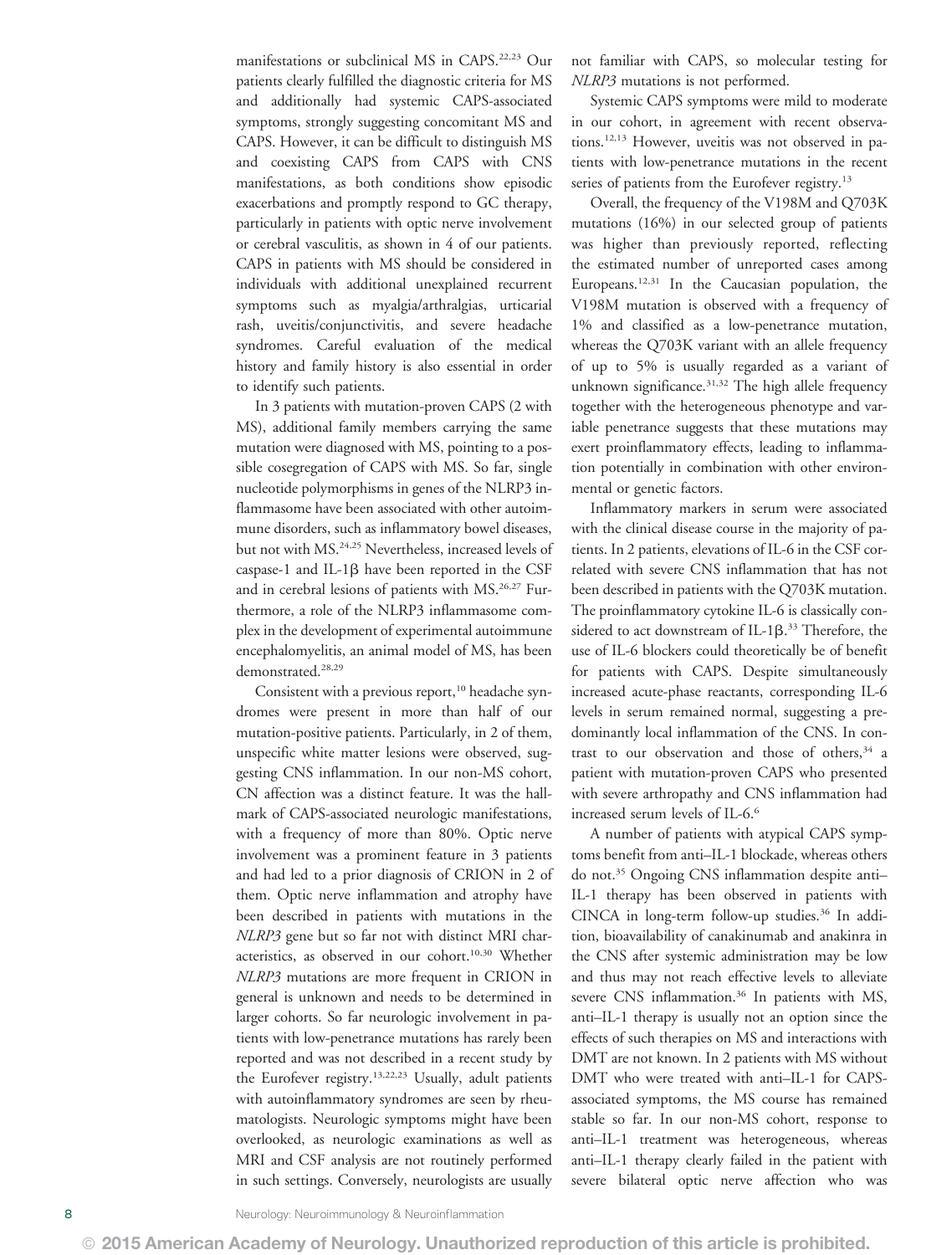manifestations or subclinical MS in CAPS.[22,23] Our patients clearly fulfilled the diagnostic criteria for MS and additionally had systemic CAPS-associated symptoms, strongly suggesting concomitant MS and CAPS. However, it can be difficult to distinguish MS and coexisting CAPS from CAPS with CNS manifestations, as both conditions show episodic exacerbations and promptly respond to GC therapy, particularly in patients with optic nerve involvement or cerebral vasculitis, as shown in 4 of our patients. CAPS in patients with MS should be considered in individuals with additional unexplained recurrent symptoms such as myalgia/arthralgias, urticarial rash, uveitis/conjunctivitis, and severe headache syndromes. Careful evaluation of the medical history and family history is also essential in order to identify such patients.

In 3 patients with mutation-proven CAPS (2 with MS), additional family members carrying the same mutation were diagnosed with MS, pointing to a possible cosegregation of CAPS with MS. So far, single nucleotide polymorphisms in genes of the NLRP3 inflammasome have been associated with other autoimmune disorders, such as inflammatory bowel diseases, but not with MS.[24,25] Nevertheless, increased levels of caspase-1 and IL-1β have been reported in the CSF and in cerebral lesions of patients with MS.[26,27] Furthermore, a role of the NLRP3 inflammasome complex in the development of experimental autoimmune encephalomyelitis, an animal model of MS, has been demonstrated.[28,29]

Consistent with a previous report,[10] headache syndromes were present in more than half of our mutation-positive patients. Particularly, in 2 of them, unspecific white matter lesions were observed, suggesting CNS inflammation. In our non-MS cohort, CN affection was a distinct feature. It was the hallmark of CAPS-associated neurologic manifestations, with a frequency of more than 80%. Optic nerve involvement was a prominent feature in 3 patients and had led to a prior diagnosis of CRION in 2 of them. Optic nerve inflammation and atrophy have been described in patients with mutations in the *NLRP3* gene but so far not with distinct MRI characteristics, as observed in our cohort.[10,30] Whether *NLRP3* mutations are more frequent in CRION in general is unknown and needs to be determined in larger cohorts. So far neurologic involvement in patients with low-penetrance mutations has rarely been reported and was not described in a recent study by the Eurofever registry.[13,22,23] Usually, adult patients with autoinflammatory syndromes are seen by rheumatologists. Neurologic symptoms might have been overlooked, as neurologic examinations as well as MRI and CSF analysis are not routinely performed in such settings. Conversely, neurologists are usually not familiar with CAPS, so molecular testing for *NLRP3* mutations is not performed.

Systemic CAPS symptoms were mild to moderate in our cohort, in agreement with recent observations.[12,13] However, uveitis was not observed in patients with low-penetrance mutations in the recent series of patients from the Eurofever registry.[13]

Overall, the frequency of the V198M and Q703K mutations (16%) in our selected group of patients was higher than previously reported, reflecting the estimated number of unreported cases among Europeans.[12,31] In the Caucasian population, the V198M mutation is observed with a frequency of 1% and classified as a low-penetrance mutation, whereas the Q703K variant with an allele frequency of up to 5% is usually regarded as a variant of unknown significance.[31,32] The high allele frequency together with the heterogeneous phenotype and variable penetrance suggests that these mutations may exert proinflammatory effects, leading to inflammation potentially in combination with other environmental or genetic factors.

Inflammatory markers in serum were associated with the clinical disease course in the majority of patients. In 2 patients, elevations of IL-6 in the CSF correlated with severe CNS inflammation that has not been described in patients with the Q703K mutation. The proinflammatory cytokine IL-6 is classically considered to act downstream of IL-1β.[33] Therefore, the use of IL-6 blockers could theoretically be of benefit for patients with CAPS. Despite simultaneously increased acute-phase reactants, corresponding IL-6 levels in serum remained normal, suggesting a predominantly local inflammation of the CNS. In contrast to our observation and those of others,[34] a patient with mutation-proven CAPS who presented with severe arthropathy and CNS inflammation had increased serum levels of IL-6.[6]

A number of patients with atypical CAPS symptoms benefit from anti–IL-1 blockade, whereas others do not.[35] Ongoing CNS inflammation despite anti–IL-1 therapy has been observed in patients with CINCA in long-term follow-up studies.[36] In addition, bioavailability of canakinumab and anakinra in the CNS after systemic administration may be low and thus may not reach effective levels to alleviate severe CNS inflammation.[36] In patients with MS, anti–IL-1 therapy is usually not an option since the effects of such therapies on MS and interactions with DMT are not known. In 2 patients with MS without DMT who were treated with anti–IL-1 for CAPS-associated symptoms, the MS course has remained stable so far. In our non-MS cohort, response to anti–IL-1 treatment was heterogeneous, whereas anti–IL-1 therapy clearly failed in the patient with severe bilateral optic nerve affection who was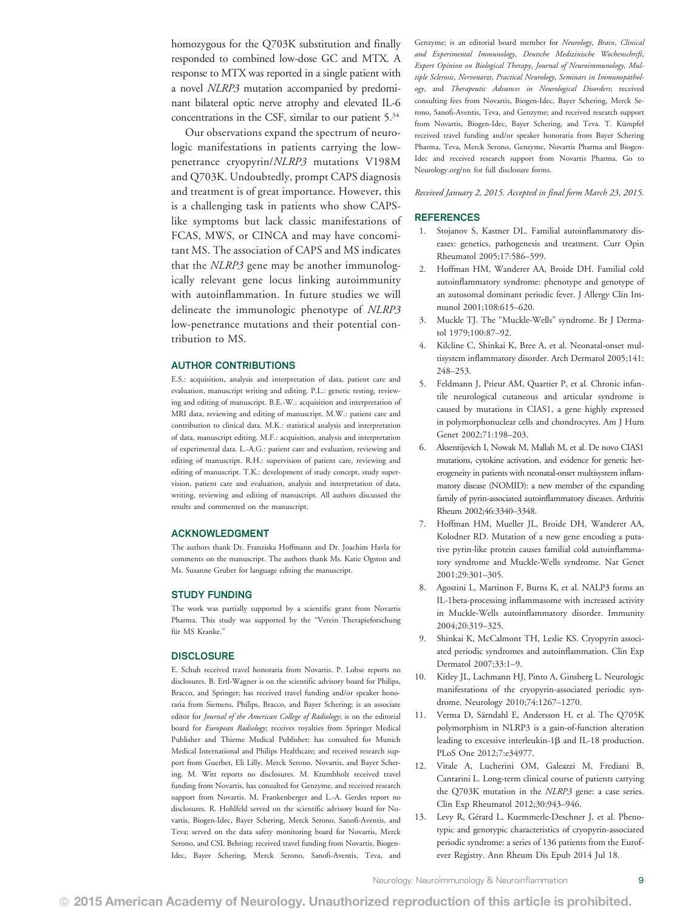homozygous for the Q703K substitution and finally responded to combined low-dose GC and MTX. A response to MTX was reported in a single patient with a novel *NLRP3* mutation accompanied by predominant bilateral optic nerve atrophy and elevated IL-6 concentrations in the CSF, similar to our patient 5.[34]

Our observations expand the spectrum of neurologic manifestations in patients carrying the low-penetrance cryopyrin/*NLRP3* mutations V198M and Q703K. Undoubtedly, prompt CAPS diagnosis and treatment is of great importance. However, this is a challenging task in patients who show CAPS-like symptoms but lack classic manifestations of FCAS, MWS, or CINCA and may have concomitant MS. The association of CAPS and MS indicates that the *NLRP3* gene may be another immunologically relevant gene locus linking autoimmunity with autoinflammation. In future studies we will delineate the immunologic phenotype of *NLRP3* low-penetrance mutations and their potential contribution to MS.

## AUTHOR CONTRIBUTIONS

E.S.: acquisition, analysis and interpretation of data, patient care and evaluation, manuscript writing and editing. P.L.: genetic testing, reviewing and editing of manuscript. B.E.-W.: acquisition and interpretation of MRI data, reviewing and editing of manuscript. M.W.: patient care and contribution to clinical data. M.K.: statistical analysis and interpretation of data, manuscript editing. M.F.: acquisition, analysis and interpretation of experimental data. L.-A.G.: patient care and evaluation, reviewing and editing of manuscript. R.H.: supervision of patient care, reviewing and editing of manuscript. T.K.: development of study concept, study supervision, patient care and evaluation, analysis and interpretation of data, writing, reviewing and editing of manuscript. All authors discussed the results and commented on the manuscript.

## ACKNOWLEDGMENT

The authors thank Dr. Franziska Hoffmann and Dr. Joachim Havla for comments on the manuscript. The authors thank Ms. Katie Ogston and Ms. Susanne Gruber for language editing the manuscript.

## STUDY FUNDING

The work was partially supported by a scientific grant from Novartis Pharma. This study was supported by the "Verein Therapieforschung für MS Kranke."

## DISCLOSURE

E. Schuh received travel honoraria from Novartis. P. Lohse reports no disclosures. B. Ertl-Wagner is on the scientific advisory board for Philips, Bracco, and Springer; has received travel funding and/or speaker honoraria from Siemens, Philips, Bracco, and Bayer Schering; is an associate editor for *Journal of the American College of Radiology*; is on the editorial board for *European Radiology*; receives royalties from Springer Medical Publisher and Thieme Medical Publisher; has consulted for Munich Medical International and Philips Healthcare; and received research support from Guerbet, Eli Lilly, Merck Serono, Novartis, and Bayer Schering. M. Witt reports no disclosures. M. Krumbholz received travel funding from Novartis, has consulted for Genzyme, and received research support from Novartis. M. Frankenberger and L.-A. Gerdes report no disclosures. R. Hohlfeld served on the scientific advisory board for Novartis, Biogen-Idec, Bayer Schering, Merck Serono, Sanofi-Aventis, and Teva; served on the data safety monitoring board for Novartis, Merck Serono, and CSL Behring; received travel funding from Novartis, Biogen-Idec, Bayer Schering, Merck Serono, Sanofi-Aventis, Teva, and Genzyme; is an editorial board member for *Neurology*, *Brain*, *Clinical and Experimental Immunology*, *Deutsche Medizinische Wochenschrift*, *Expert Opinion on Biological Therapy*, *Journal of Neuroimmunology*, *Multiple Sclerosis*, *Nervenarzt*, *Practical Neurology*, *Seminars in Immunopathology*, and *Therapeutic Advances in Neurological Disorders*; received consulting fees from Novartis, Biogen-Idec, Bayer Schering, Merck Serono, Sanofi-Aventis, Teva, and Genzyme; and received research support from Novartis, Biogen-Idec, Bayer Schering, and Teva. T. Kümpfel received travel funding and/or speaker honoraria from Bayer Schering Pharma, Teva, Merck Serono, Genzyme, Novartis Pharma and Biogen-Idec and received research support from Novartis Pharma. Go to Neurology.org/nn for full disclosure forms.

*Received January 2, 2015. Accepted in final form March 23, 2015.*

## REFERENCES

1. Stojanov S, Kastner DL. Familial autoinflammatory diseases: genetics, pathogenesis and treatment. Curr Opin Rheumatol 2005;17:586–599.
2. Hoffman HM, Wanderer AA, Broide DH. Familial cold autoinflammatory syndrome: phenotype and genotype of an autosomal dominant periodic fever. J Allergy Clin Immunol 2001;108:615–620.
3. Muckle TJ. The "Muckle-Wells" syndrome. Br J Dermatol 1979;100:87–92.
4. Kilcline C, Shinkai K, Bree A, et al. Neonatal-onset multisystem inflammatory disorder. Arch Dermatol 2005;141:248–253.
5. Feldmann J, Prieur AM, Quartier P, et al. Chronic infantile neurological cutaneous and articular syndrome is caused by mutations in CIAS1, a gene highly expressed in polymorphonuclear cells and chondrocytes. Am J Hum Genet 2002;71:198–203.
6. Aksentijevich I, Nowak M, Mallah M, et al. De novo CIAS1 mutations, cytokine activation, and evidence for genetic heterogeneity in patients with neonatal-onset multisystem inflammatory disease (NOMID): a new member of the expanding family of pyrin-associated autoinflammatory diseases. Arthritis Rheum 2002;46:3340–3348.
7. Hoffman HM, Mueller JL, Broide DH, Wanderer AA, Kolodner RD. Mutation of a new gene encoding a putative pyrin-like protein causes familial cold autoinflammatory syndrome and Muckle-Wells syndrome. Nat Genet 2001;29:301–305.
8. Agostini L, Martinon F, Burns K, et al. NALP3 forms an IL-1beta-processing inflammasome with increased activity in Muckle-Wells autoinflammatory disorder. Immunity 2004;20:319–325.
9. Shinkai K, McCalmont TH, Leslie KS. Cryopyrin associated periodic syndromes and autoinflammation. Clin Exp Dermatol 2007;33:1–9.
10. Kitley JL, Lachmann HJ, Pinto A, Ginsberg L. Neurologic manifestations of the cryopyrin-associated periodic syndrome. Neurology 2010;74:1267–1270.
11. Verma D, Särndahl E, Andersson H, et al. The Q705K polymorphism in NLRP3 is a gain-of-function alteration leading to excessive interleukin-1β and IL-18 production. PLoS One 2012;7:e34977.
12. Vitale A, Lucherini OM, Galeazzi M, Frediani B, Cantarini L. Long-term clinical course of patients carrying the Q703K mutation in the *NLRP3* gene: a case series. Clin Exp Rheumatol 2012;30:943–946.
13. Levy R, Gérard L, Kuemmerle-Deschner J, et al. Phenotypic and genotypic characteristics of cryopyrin-associated periodic syndrome: a series of 136 patients from the Eurofever Registry. Ann Rheum Dis Epub 2014 Jul 18.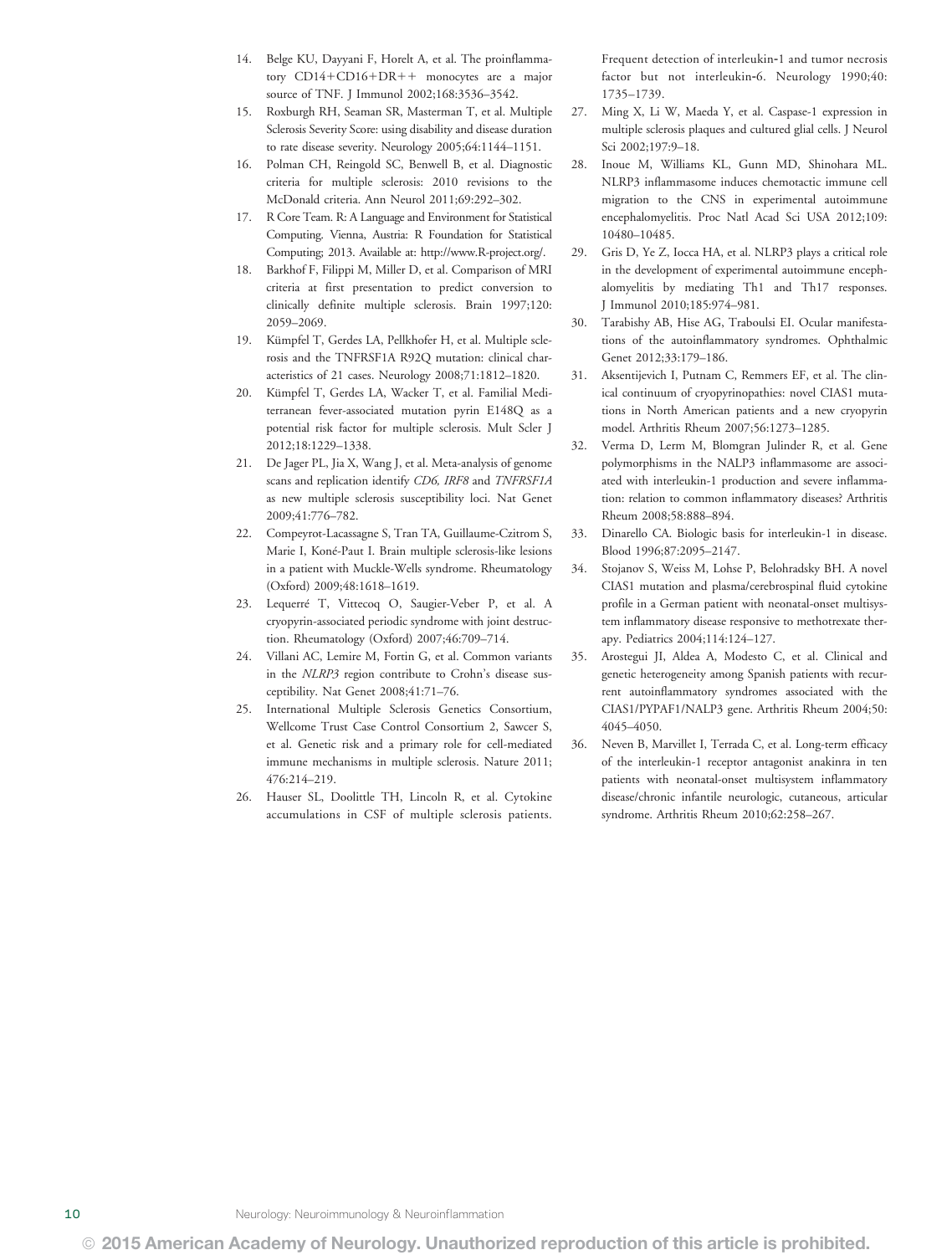14. Belge KU, Dayyani F, Horelt A, et al. The proinflammatory CD14+CD16+DR++ monocytes are a major source of TNF. J Immunol 2002;168:3536–3542.
15. Roxburgh RH, Seaman SR, Masterman T, et al. Multiple Sclerosis Severity Score: using disability and disease duration to rate disease severity. Neurology 2005;64:1144–1151.
16. Polman CH, Reingold SC, Benwell B, et al. Diagnostic criteria for multiple sclerosis: 2010 revisions to the McDonald criteria. Ann Neurol 2011;69:292–302.
17. R Core Team. R: A Language and Environment for Statistical Computing. Vienna, Austria: R Foundation for Statistical Computing; 2013. Available at: http://www.R-project.org/.
18. Barkhof F, Filippi M, Miller D, et al. Comparison of MRI criteria at first presentation to predict conversion to clinically definite multiple sclerosis. Brain 1997;120: 2059–2069.
19. Kümpfel T, Gerdes LA, Pellkhofer H, et al. Multiple sclerosis and the TNFRSF1A R92Q mutation: clinical characteristics of 21 cases. Neurology 2008;71:1812–1820.
20. Kümpfel T, Gerdes LA, Wacker T, et al. Familial Mediterranean fever-associated mutation pyrin E148Q as a potential risk factor for multiple sclerosis. Mult Scler J 2012;18:1229–1338.
21. De Jager PL, Jia X, Wang J, et al. Meta-analysis of genome scans and replication identify *CD6, IRF8* and *TNFRSF1A* as new multiple sclerosis susceptibility loci. Nat Genet 2009;41:776–782.
22. Compeyrot-Lacassagne S, Tran TA, Guillaume-Czitrom S, Marie I, Koné-Paut I. Brain multiple sclerosis-like lesions in a patient with Muckle-Wells syndrome. Rheumatology (Oxford) 2009;48:1618–1619.
23. Lequerré T, Vittecoq O, Saugier-Veber P, et al. A cryopyrin-associated periodic syndrome with joint destruction. Rheumatology (Oxford) 2007;46:709–714.
24. Villani AC, Lemire M, Fortin G, et al. Common variants in the *NLRP3* region contribute to Crohn's disease susceptibility. Nat Genet 2008;41:71–76.
25. International Multiple Sclerosis Genetics Consortium, Wellcome Trust Case Control Consortium 2, Sawcer S, et al. Genetic risk and a primary role for cell-mediated immune mechanisms in multiple sclerosis. Nature 2011; 476:214–219.
26. Hauser SL, Doolittle TH, Lincoln R, et al. Cytokine accumulations in CSF of multiple sclerosis patients. Frequent detection of interleukin-1 and tumor necrosis factor but not interleukin-6. Neurology 1990;40: 1735–1739.
27. Ming X, Li W, Maeda Y, et al. Caspase-1 expression in multiple sclerosis plaques and cultured glial cells. J Neurol Sci 2002;197:9–18.
28. Inoue M, Williams KL, Gunn MD, Shinohara ML. NLRP3 inflammasome induces chemotactic immune cell migration to the CNS in experimental autoimmune encephalomyelitis. Proc Natl Acad Sci USA 2012;109: 10480–10485.
29. Gris D, Ye Z, Iocca HA, et al. NLRP3 plays a critical role in the development of experimental autoimmune encephalomyelitis by mediating Th1 and Th17 responses. J Immunol 2010;185:974–981.
30. Tarabishy AB, Hise AG, Traboulsi EI. Ocular manifestations of the autoinflammatory syndromes. Ophthalmic Genet 2012;33:179–186.
31. Aksentijevich I, Putnam C, Remmers EF, et al. The clinical continuum of cryopyrinopathies: novel CIAS1 mutations in North American patients and a new cryopyrin model. Arthritis Rheum 2007;56:1273–1285.
32. Verma D, Lerm M, Blomgran Julinder R, et al. Gene polymorphisms in the NALP3 inflammasome are associated with interleukin-1 production and severe inflammation: relation to common inflammatory diseases? Arthritis Rheum 2008;58:888–894.
33. Dinarello CA. Biologic basis for interleukin-1 in disease. Blood 1996;87:2095–2147.
34. Stojanov S, Weiss M, Lohse P, Belohradsky BH. A novel CIAS1 mutation and plasma/cerebrospinal fluid cytokine profile in a German patient with neonatal-onset multisystem inflammatory disease responsive to methotrexate therapy. Pediatrics 2004;114:124–127.
35. Arostegui JI, Aldea A, Modesto C, et al. Clinical and genetic heterogeneity among Spanish patients with recurrent autoinflammatory syndromes associated with the CIAS1/PYPAF1/NALP3 gene. Arthritis Rheum 2004;50: 4045–4050.
36. Neven B, Marvillet I, Terrada C, et al. Long-term efficacy of the interleukin-1 receptor antagonist anakinra in ten patients with neonatal-onset multisystem inflammatory disease/chronic infantile neurologic, cutaneous, articular syndrome. Arthritis Rheum 2010;62:258–267.

© 2015 American Academy of Neurology. Unauthorized reproduction of this article is prohibited.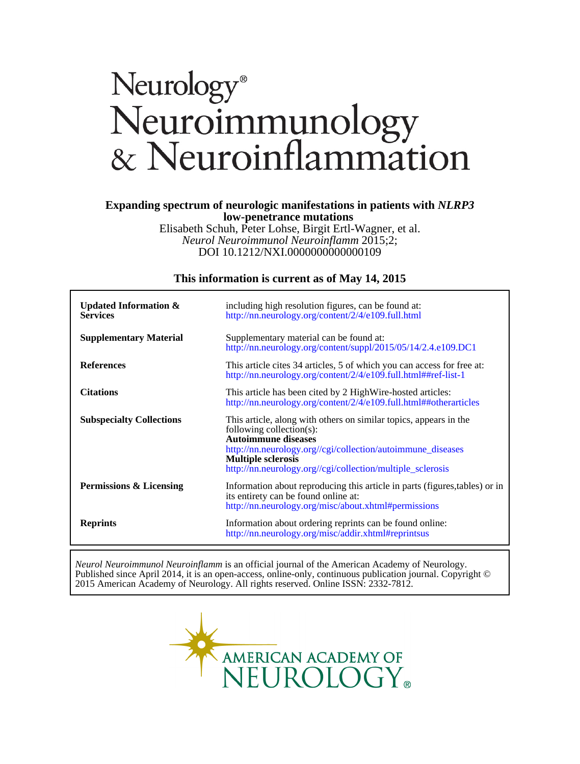# Neurology® Neuroimmunology & Neuroinflammation

**Expanding spectrum of neurologic manifestations in patients with *NLRP3* low-penetrance mutations**

Elisabeth Schuh, Peter Lohse, Birgit Ertl-Wagner, et al.

*Neurol Neuroimmunol Neuroinflamm* 2015;2;

DOI 10.1212/NXI.0000000000000109

**This information is current as of May 14, 2015**

| | |
|---|---|
| **Updated Information & Services** | including high resolution figures, can be found at: http://nn.neurology.org/content/2/4/e109.full.html |
| **Supplementary Material** | Supplementary material can be found at: http://nn.neurology.org/content/suppl/2015/05/14/2.4.e109.DC1 |
| **References** | This article cites 34 articles, 5 of which you can access for free at: http://nn.neurology.org/content/2/4/e109.full.html##ref-list-1 |
| **Citations** | This article has been cited by 2 HighWire-hosted articles: http://nn.neurology.org/content/2/4/e109.full.html##otherarticles |
| **Subspecialty Collections** | This article, along with others on similar topics, appears in the following collection(s): **Autoimmune diseases** http://nn.neurology.org//cgi/collection/autoimmune_diseases **Multiple sclerosis** http://nn.neurology.org//cgi/collection/multiple_sclerosis |
| **Permissions & Licensing** | Information about reproducing this article in parts (figures,tables) or in its entirety can be found online at: http://nn.neurology.org/misc/about.xhtml#permissions |
| **Reprints** | Information about ordering reprints can be found online: http://nn.neurology.org/misc/addir.xhtml#reprintsus |

*Neurol Neuroimmunol Neuroinflamm* is an official journal of the American Academy of Neurology. Published since April 2014, it is an open-access, online-only, continuous publication journal. Copyright © 2015 American Academy of Neurology. All rights reserved. Online ISSN: 2332-7812.

AMERICAN ACADEMY OF NEUROLOGY®